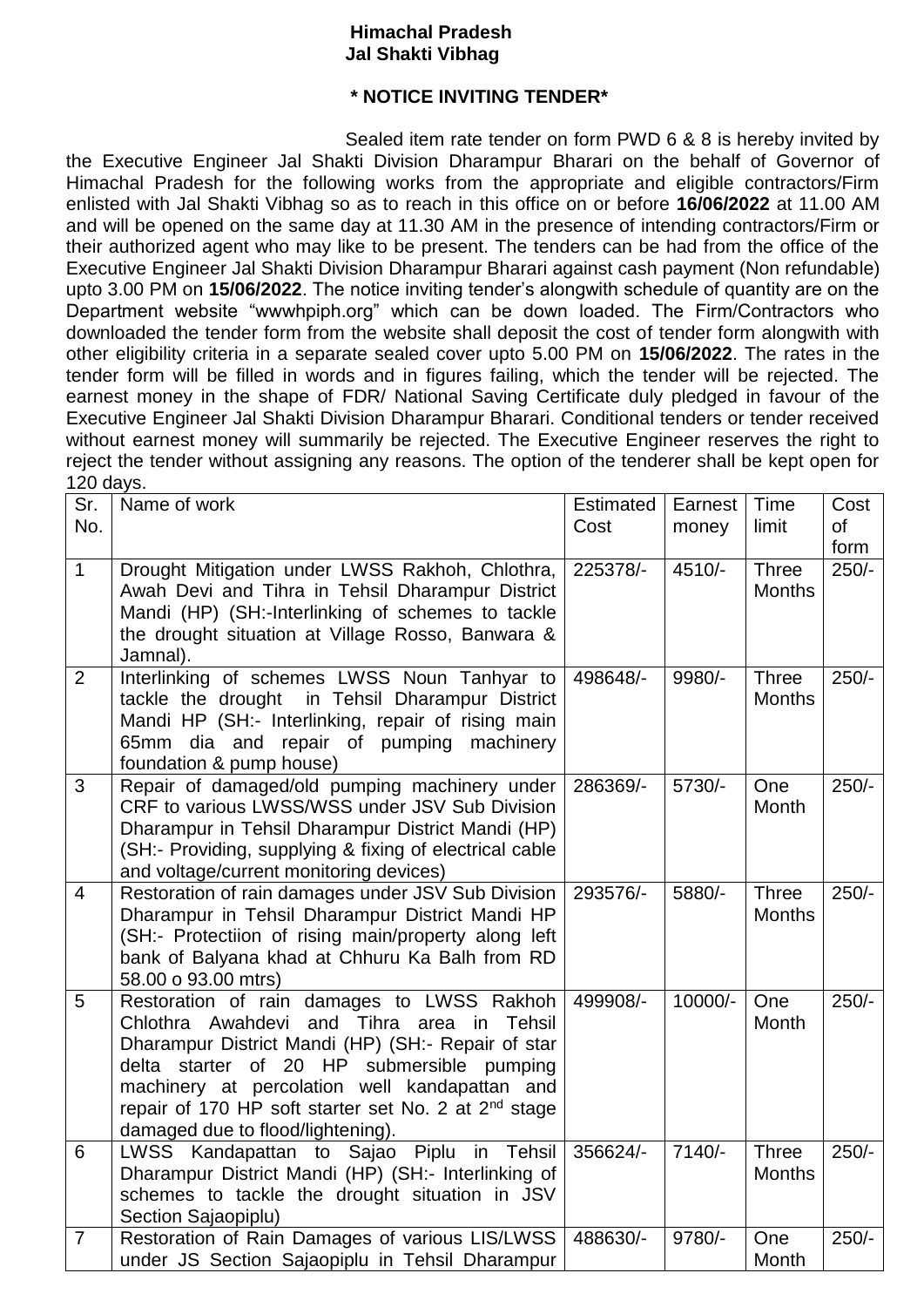**Himachal Pradesh**
**Jal Shakti Vibhag**

**\* NOTICE INVITING TENDER\***

Sealed item rate tender on form PWD 6 & 8 is hereby invited by the Executive Engineer Jal Shakti Division Dharampur Bharari on the behalf of Governor of Himachal Pradesh for the following works from the appropriate and eligible contractors/Firm enlisted with Jal Shakti Vibhag so as to reach in this office on or before **16/06/2022** at 11.00 AM and will be opened on the same day at 11.30 AM in the presence of intending contractors/Firm or their authorized agent who may like to be present. The tenders can be had from the office of the Executive Engineer Jal Shakti Division Dharampur Bharari against cash payment (Non refundable) upto 3.00 PM on **15/06/2022**. The notice inviting tender's alongwith schedule of quantity are on the Department website "wwwhpiph.org" which can be down loaded. The Firm/Contractors who downloaded the tender form from the website shall deposit the cost of tender form alongwith with other eligibility criteria in a separate sealed cover upto 5.00 PM on **15/06/2022**. The rates in the tender form will be filled in words and in figures failing, which the tender will be rejected. The earnest money in the shape of FDR/ National Saving Certificate duly pledged in favour of the Executive Engineer Jal Shakti Division Dharampur Bharari. Conditional tenders or tender received without earnest money will summarily be rejected. The Executive Engineer reserves the right to reject the tender without assigning any reasons. The option of the tenderer shall be kept open for 120 days.

| Sr. No. | Name of work | Estimated Cost | Earnest money | Time limit | Cost of form |
|---|---|---|---|---|---|
| 1 | Drought Mitigation under LWSS Rakhoh, Chlothra, Awah Devi and Tihra in Tehsil Dharampur District Mandi (HP) (SH:-Interlinking of schemes to tackle the drought situation at Village Rosso, Banwara & Jamnal). | 225378/- | 4510/- | Three Months | 250/- |
| 2 | Interlinking of schemes LWSS Noun Tanhyar to tackle the drought in Tehsil Dharampur District Mandi HP (SH:- Interlinking, repair of rising main 65mm dia and repair of pumping machinery foundation & pump house) | 498648/- | 9980/- | Three Months | 250/- |
| 3 | Repair of damaged/old pumping machinery under CRF to various LWSS/WSS under JSV Sub Division Dharampur in Tehsil Dharampur District Mandi (HP) (SH:- Providing, supplying & fixing of electrical cable and voltage/current monitoring devices) | 286369/- | 5730/- | One Month | 250/- |
| 4 | Restoration of rain damages under JSV Sub Division Dharampur in Tehsil Dharampur District Mandi HP (SH:- Protectiion of rising main/property along left bank of Balyana khad at Chhuru Ka Balh from RD 58.00 o 93.00 mtrs) | 293576/- | 5880/- | Three Months | 250/- |
| 5 | Restoration of rain damages to LWSS Rakhoh Chlothra Awahdevi and Tihra area in Tehsil Dharampur District Mandi (HP) (SH:- Repair of star delta starter of 20 HP submersible pumping machinery at percolation well kandapattan and repair of 170 HP soft starter set No. 2 at 2nd stage damaged due to flood/lightening). | 499908/- | 10000/- | One Month | 250/- |
| 6 | LWSS Kandapattan to Sajao Piplu in Tehsil Dharampur District Mandi (HP) (SH:- Interlinking of schemes to tackle the drought situation in JSV Section Sajaopiplu) | 356624/- | 7140/- | Three Months | 250/- |
| 7 | Restoration of Rain Damages of various LIS/LWSS under JS Section Sajaopiplu in Tehsil Dharampur | 488630/- | 9780/- | One Month | 250/- |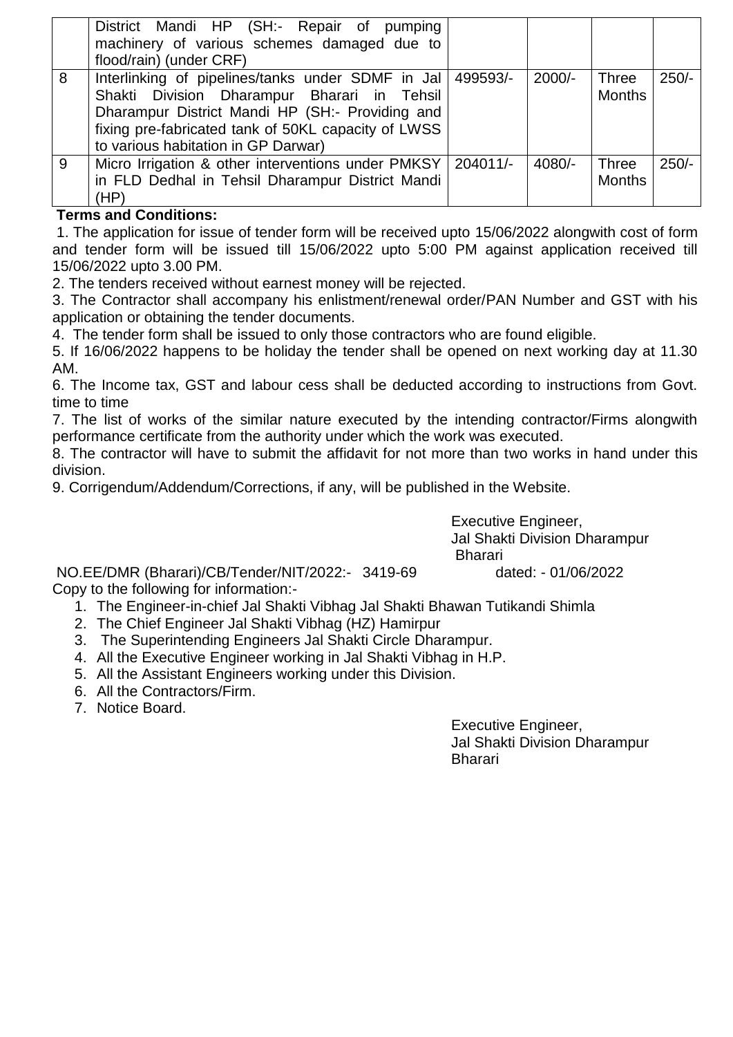| | | | | | |
|---|---|---|---|---|---|
| | District Mandi HP (SH:- Repair of pumping machinery of various schemes damaged due to flood/rain) (under CRF) | | | | |
| 8 | Interlinking of pipelines/tanks under SDMF in Jal Shakti Division Dharampur Bharari in Tehsil Dharampur District Mandi HP (SH:- Providing and fixing pre-fabricated tank of 50KL capacity of LWSS to various habitation in GP Darwar) | 499593/- | 2000/- | Three Months | 250/- |
| 9 | Micro Irrigation & other interventions under PMKSY in FLD Dedhal in Tehsil Dharampur District Mandi (HP) | 204011/- | 4080/- | Three Months | 250/- |

**Terms and Conditions:**

1. The application for issue of tender form will be received upto 15/06/2022 alongwith cost of form and tender form will be issued till 15/06/2022 upto 5:00 PM against application received till 15/06/2022 upto 3.00 PM.
2. The tenders received without earnest money will be rejected.
3. The Contractor shall accompany his enlistment/renewal order/PAN Number and GST with his application or obtaining the tender documents.
4. The tender form shall be issued to only those contractors who are found eligible.
5. If 16/06/2022 happens to be holiday the tender shall be opened on next working day at 11.30 AM.
6. The Income tax, GST and labour cess shall be deducted according to instructions from Govt. time to time
7. The list of works of the similar nature executed by the intending contractor/Firms alongwith performance certificate from the authority under which the work was executed.
8. The contractor will have to submit the affidavit for not more than two works in hand under this division.
9. Corrigendum/Addendum/Corrections, if any, will be published in the Website.

Executive Engineer,
Jal Shakti Division Dharampur
Bharari

NO.EE/DMR (Bharari)/CB/Tender/NIT/2022:- 3419-69 dated: - 01/06/2022

Copy to the following for information:-

1. The Engineer-in-chief Jal Shakti Vibhag Jal Shakti Bhawan Tutikandi Shimla
2. The Chief Engineer Jal Shakti Vibhag (HZ) Hamirpur
3. The Superintending Engineers Jal Shakti Circle Dharampur.
4. All the Executive Engineer working in Jal Shakti Vibhag in H.P.
5. All the Assistant Engineers working under this Division.
6. All the Contractors/Firm.
7. Notice Board.

Executive Engineer,
Jal Shakti Division Dharampur
Bharari